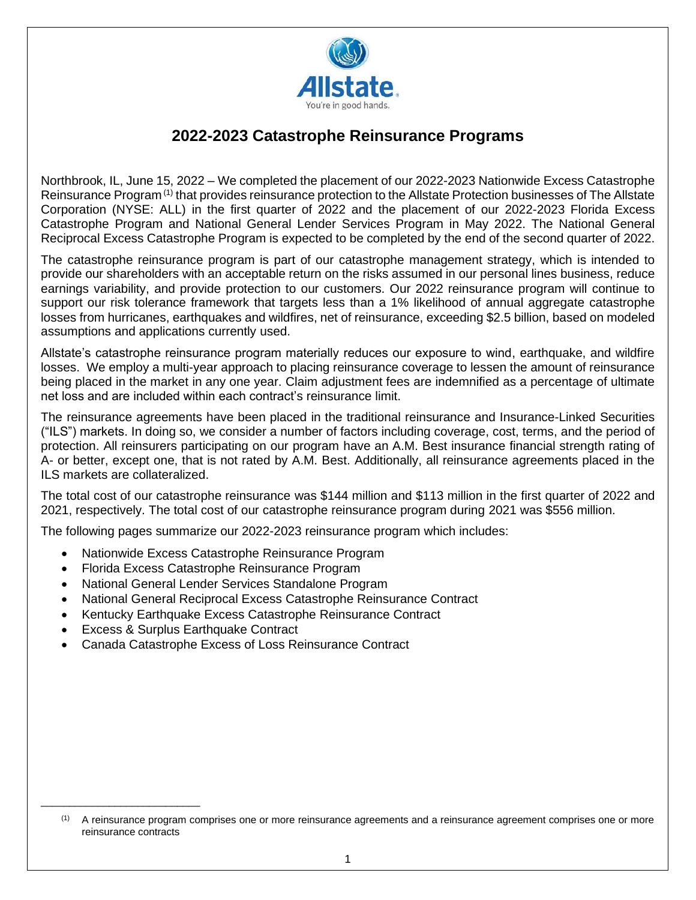# 2022-2023 Catastrophe Reinsurance Programs

Northbrook, IL, June 15, 2022 – We completed the placement of our 2022-2023 Nationwide Excess Catastrophe Reinsurance Program [(1)] that provides reinsurance protection to the Allstate Protection businesses of The Allstate Corporation (NYSE: ALL) in the first quarter of 2022 and the placement of our 2022-2023 Florida Excess Catastrophe Program and National General Lender Services Program in May 2022. The National General Reciprocal Excess Catastrophe Program is expected to be completed by the end of the second quarter of 2022.

The catastrophe reinsurance program is part of our catastrophe management strategy, which is intended to provide our shareholders with an acceptable return on the risks assumed in our personal lines business, reduce earnings variability, and provide protection to our customers. Our 2022 reinsurance program will continue to support our risk tolerance framework that targets less than a 1% likelihood of annual aggregate catastrophe losses from hurricanes, earthquakes and wildfires, net of reinsurance, exceeding $2.5 billion, based on modeled assumptions and applications currently used.

Allstate's catastrophe reinsurance program materially reduces our exposure to wind, earthquake, and wildfire losses. We employ a multi-year approach to placing reinsurance coverage to lessen the amount of reinsurance being placed in the market in any one year. Claim adjustment fees are indemnified as a percentage of ultimate net loss and are included within each contract's reinsurance limit.

The reinsurance agreements have been placed in the traditional reinsurance and Insurance-Linked Securities ("ILS") markets. In doing so, we consider a number of factors including coverage, cost, terms, and the period of protection. All reinsurers participating on our program have an A.M. Best insurance financial strength rating of A- or better, except one, that is not rated by A.M. Best. Additionally, all reinsurance agreements placed in the ILS markets are collateralized.

The total cost of our catastrophe reinsurance was $144 million and $113 million in the first quarter of 2022 and 2021, respectively. The total cost of our catastrophe reinsurance program during 2021 was $556 million.

The following pages summarize our 2022-2023 reinsurance program which includes:

- Nationwide Excess Catastrophe Reinsurance Program
- Florida Excess Catastrophe Reinsurance Program
- National General Lender Services Standalone Program
- National General Reciprocal Excess Catastrophe Reinsurance Contract
- Kentucky Earthquake Excess Catastrophe Reinsurance Contract
- Excess & Surplus Earthquake Contract
- Canada Catastrophe Excess of Loss Reinsurance Contract

---

(1) A reinsurance program comprises one or more reinsurance agreements and a reinsurance agreement comprises one or more reinsurance contracts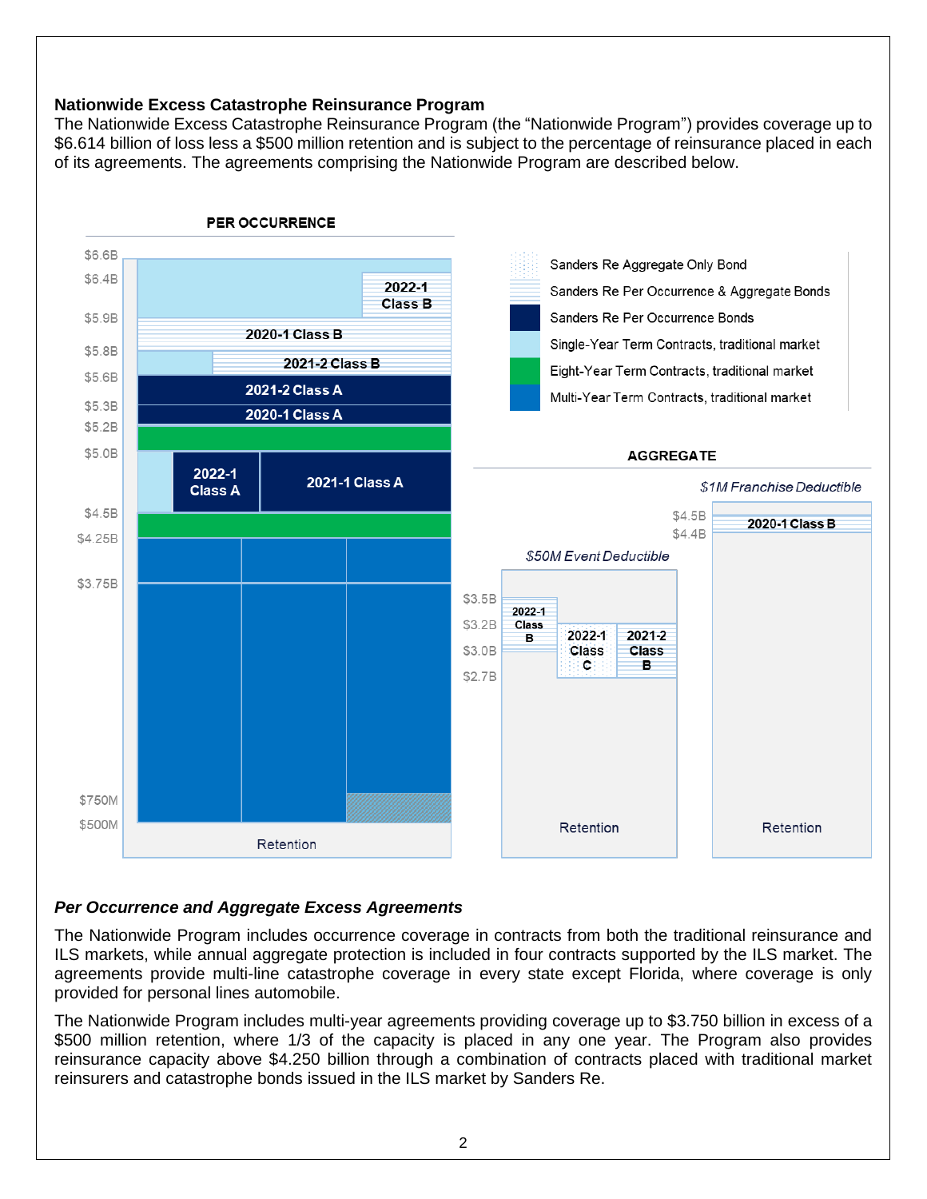**Nationwide Excess Catastrophe Reinsurance Program**

The Nationwide Excess Catastrophe Reinsurance Program (the "Nationwide Program") provides coverage up to $6.614 billion of loss less a $500 million retention and is subject to the percentage of reinsurance placed in each of its agreements. The agreements comprising the Nationwide Program are described below.

PER OCCURRENCE

$6.6B
$6.4B
$5.9B
$5.8B
$5.6B
$5.3B
$5.2B
$5.0B
$4.5B
$4.25B
$3.75B
$750M
$500M

2022-1 Class B
2020-1 Class B
2021-2 Class B
2021-2 Class A
2020-1 Class A
2022-1 Class A
2021-1 Class A

Retention

- Sanders Re Aggregate Only Bond
- Sanders Re Per Occurrence & Aggregate Bonds
- Sanders Re Per Occurrence Bonds
- Single-Year Term Contracts, traditional market
- Eight-Year Term Contracts, traditional market
- Multi-Year Term Contracts, traditional market

AGGREGATE

*$50M Event Deductible*

$3.5B
$3.2B
$3.0B
$2.7B

2022-1 Class B
2022-1 Class C
2021-2 Class B

Retention

*$1M Franchise Deductible*

$4.5B
$4.4B

2020-1 Class B

Retention

***Per Occurrence and Aggregate Excess Agreements***

The Nationwide Program includes occurrence coverage in contracts from both the traditional reinsurance and ILS markets, while annual aggregate protection is included in four contracts supported by the ILS market. The agreements provide multi-line catastrophe coverage in every state except Florida, where coverage is only provided for personal lines automobile.

The Nationwide Program includes multi-year agreements providing coverage up to $3.750 billion in excess of a $500 million retention, where 1/3 of the capacity is placed in any one year. The Program also provides reinsurance capacity above $4.250 billion through a combination of contracts placed with traditional market reinsurers and catastrophe bonds issued in the ILS market by Sanders Re.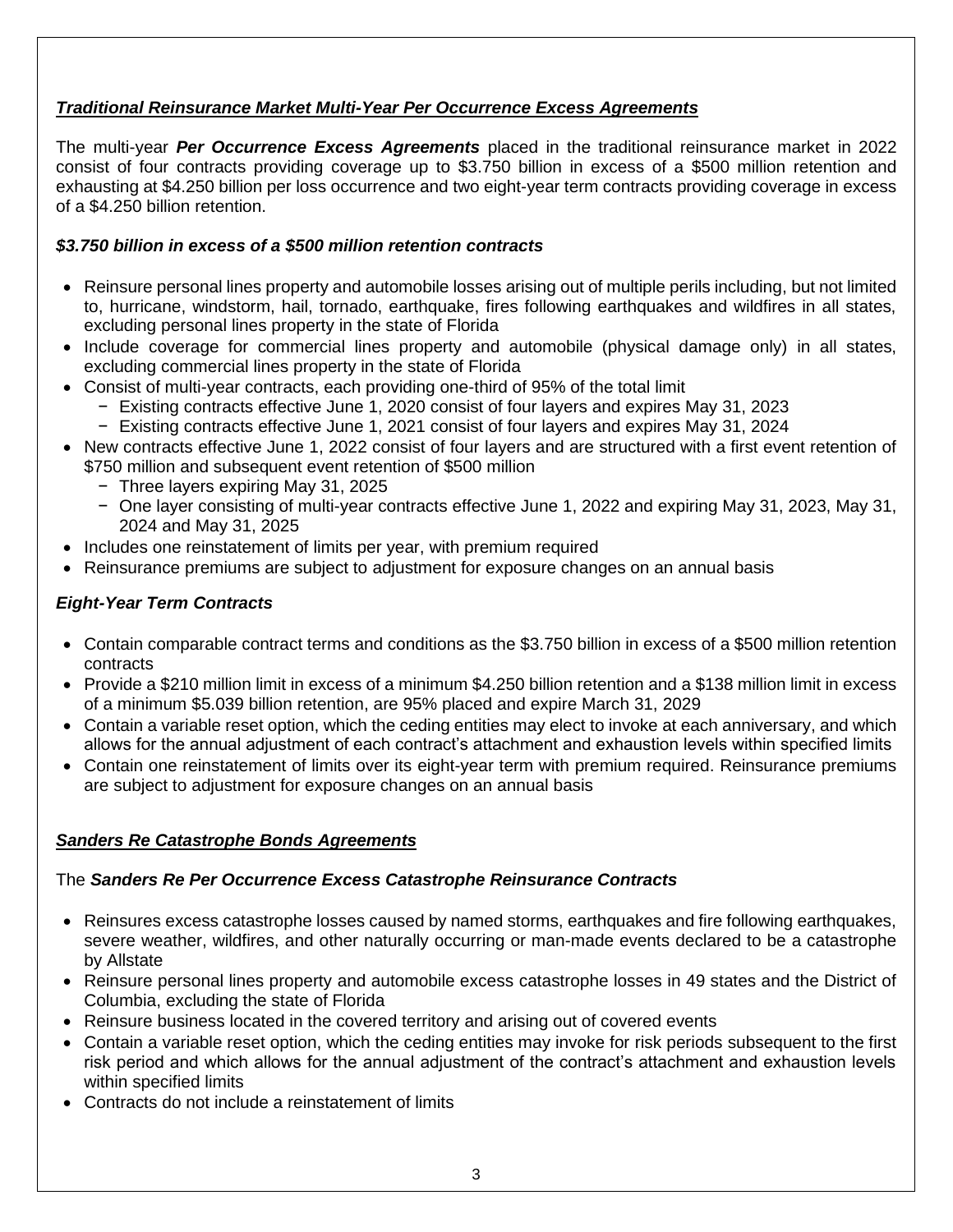### ***Traditional Reinsurance Market Multi-Year Per Occurrence Excess Agreements***

The multi-year ***Per Occurrence Excess Agreements*** placed in the traditional reinsurance market in 2022 consist of four contracts providing coverage up to $3.750 billion in excess of a $500 million retention and exhausting at $4.250 billion per loss occurrence and two eight-year term contracts providing coverage in excess of a $4.250 billion retention.

#### ***$3.750 billion in excess of a $500 million retention contracts***

- Reinsure personal lines property and automobile losses arising out of multiple perils including, but not limited to, hurricane, windstorm, hail, tornado, earthquake, fires following earthquakes and wildfires in all states, excluding personal lines property in the state of Florida
- Include coverage for commercial lines property and automobile (physical damage only) in all states, excluding commercial lines property in the state of Florida
- Consist of multi-year contracts, each providing one-third of 95% of the total limit
  - Existing contracts effective June 1, 2020 consist of four layers and expires May 31, 2023
  - Existing contracts effective June 1, 2021 consist of four layers and expires May 31, 2024
- New contracts effective June 1, 2022 consist of four layers and are structured with a first event retention of $750 million and subsequent event retention of $500 million
  - Three layers expiring May 31, 2025
  - One layer consisting of multi-year contracts effective June 1, 2022 and expiring May 31, 2023, May 31, 2024 and May 31, 2025
- Includes one reinstatement of limits per year, with premium required
- Reinsurance premiums are subject to adjustment for exposure changes on an annual basis

#### ***Eight-Year Term Contracts***

- Contain comparable contract terms and conditions as the $3.750 billion in excess of a $500 million retention contracts
- Provide a $210 million limit in excess of a minimum $4.250 billion retention and a $138 million limit in excess of a minimum $5.039 billion retention, are 95% placed and expire March 31, 2029
- Contain a variable reset option, which the ceding entities may elect to invoke at each anniversary, and which allows for the annual adjustment of each contract's attachment and exhaustion levels within specified limits
- Contain one reinstatement of limits over its eight-year term with premium required. Reinsurance premiums are subject to adjustment for exposure changes on an annual basis

### ***Sanders Re Catastrophe Bonds Agreements***

The ***Sanders Re Per Occurrence Excess Catastrophe Reinsurance Contracts***

- Reinsures excess catastrophe losses caused by named storms, earthquakes and fire following earthquakes, severe weather, wildfires, and other naturally occurring or man-made events declared to be a catastrophe by Allstate
- Reinsure personal lines property and automobile excess catastrophe losses in 49 states and the District of Columbia, excluding the state of Florida
- Reinsure business located in the covered territory and arising out of covered events
- Contain a variable reset option, which the ceding entities may invoke for risk periods subsequent to the first risk period and which allows for the annual adjustment of the contract's attachment and exhaustion levels within specified limits
- Contracts do not include a reinstatement of limits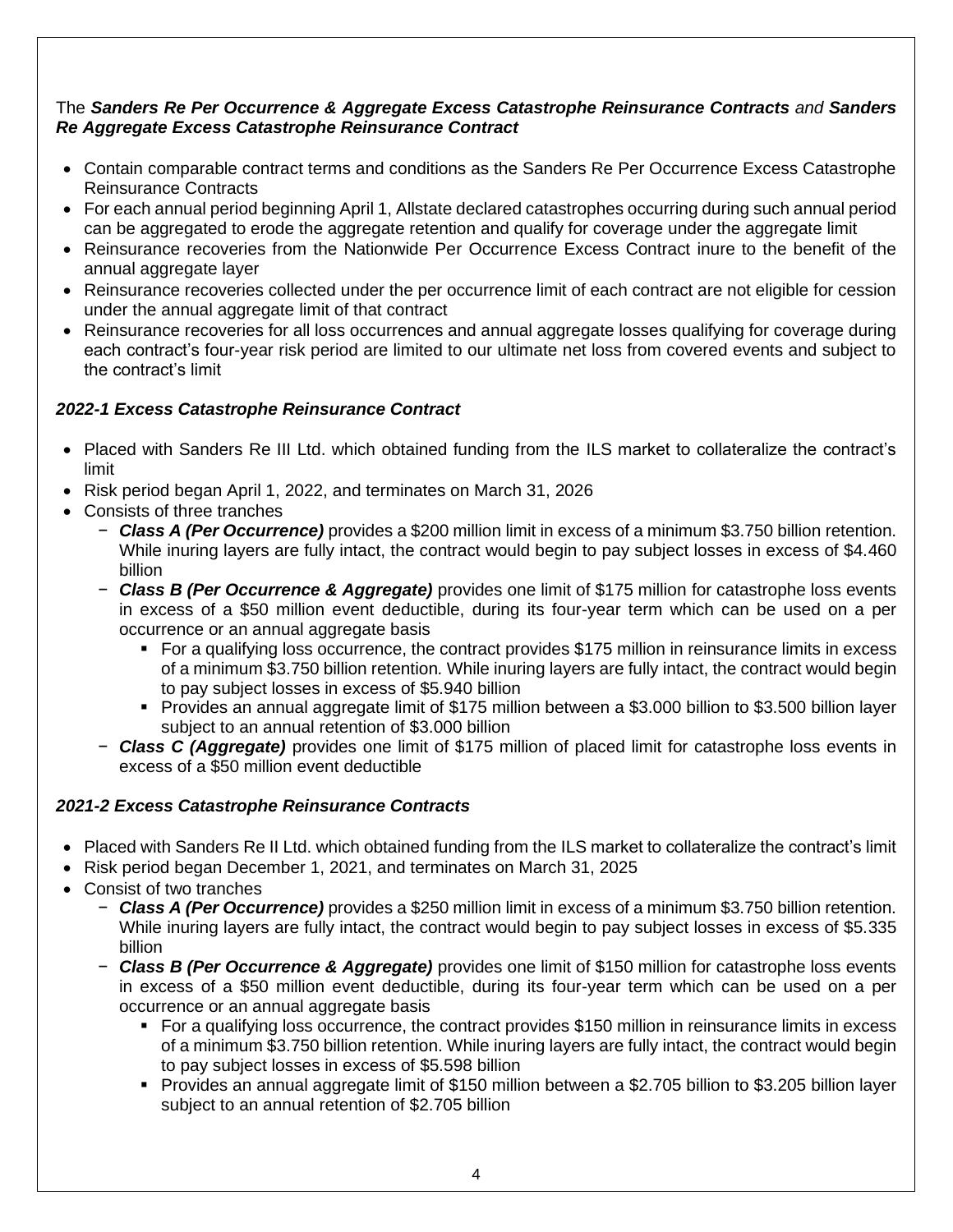The ***Sanders Re Per Occurrence & Aggregate Excess Catastrophe Reinsurance Contracts*** *and* ***Sanders Re Aggregate Excess Catastrophe Reinsurance Contract***

- Contain comparable contract terms and conditions as the Sanders Re Per Occurrence Excess Catastrophe Reinsurance Contracts
- For each annual period beginning April 1, Allstate declared catastrophes occurring during such annual period can be aggregated to erode the aggregate retention and qualify for coverage under the aggregate limit
- Reinsurance recoveries from the Nationwide Per Occurrence Excess Contract inure to the benefit of the annual aggregate layer
- Reinsurance recoveries collected under the per occurrence limit of each contract are not eligible for cession under the annual aggregate limit of that contract
- Reinsurance recoveries for all loss occurrences and annual aggregate losses qualifying for coverage during each contract's four-year risk period are limited to our ultimate net loss from covered events and subject to the contract's limit

***2022-1 Excess Catastrophe Reinsurance Contract***

- Placed with Sanders Re III Ltd. which obtained funding from the ILS market to collateralize the contract's limit
- Risk period began April 1, 2022, and terminates on March 31, 2026
- Consists of three tranches
  - ***Class A (Per Occurrence)*** provides a $200 million limit in excess of a minimum $3.750 billion retention. While inuring layers are fully intact, the contract would begin to pay subject losses in excess of $4.460 billion
  - ***Class B (Per Occurrence & Aggregate)*** provides one limit of $175 million for catastrophe loss events in excess of a $50 million event deductible, during its four-year term which can be used on a per occurrence or an annual aggregate basis
    - For a qualifying loss occurrence, the contract provides $175 million in reinsurance limits in excess of a minimum $3.750 billion retention. While inuring layers are fully intact, the contract would begin to pay subject losses in excess of $5.940 billion
    - Provides an annual aggregate limit of $175 million between a $3.000 billion to $3.500 billion layer subject to an annual retention of $3.000 billion
  - ***Class C (Aggregate)*** provides one limit of $175 million of placed limit for catastrophe loss events in excess of a $50 million event deductible

***2021-2 Excess Catastrophe Reinsurance Contracts***

- Placed with Sanders Re II Ltd. which obtained funding from the ILS market to collateralize the contract's limit
- Risk period began December 1, 2021, and terminates on March 31, 2025
- Consist of two tranches
  - ***Class A (Per Occurrence)*** provides a $250 million limit in excess of a minimum $3.750 billion retention. While inuring layers are fully intact, the contract would begin to pay subject losses in excess of $5.335 billion
  - ***Class B (Per Occurrence & Aggregate)*** provides one limit of $150 million for catastrophe loss events in excess of a $50 million event deductible, during its four-year term which can be used on a per occurrence or an annual aggregate basis
    - For a qualifying loss occurrence, the contract provides $150 million in reinsurance limits in excess of a minimum $3.750 billion retention. While inuring layers are fully intact, the contract would begin to pay subject losses in excess of $5.598 billion
    - Provides an annual aggregate limit of $150 million between a $2.705 billion to $3.205 billion layer subject to an annual retention of $2.705 billion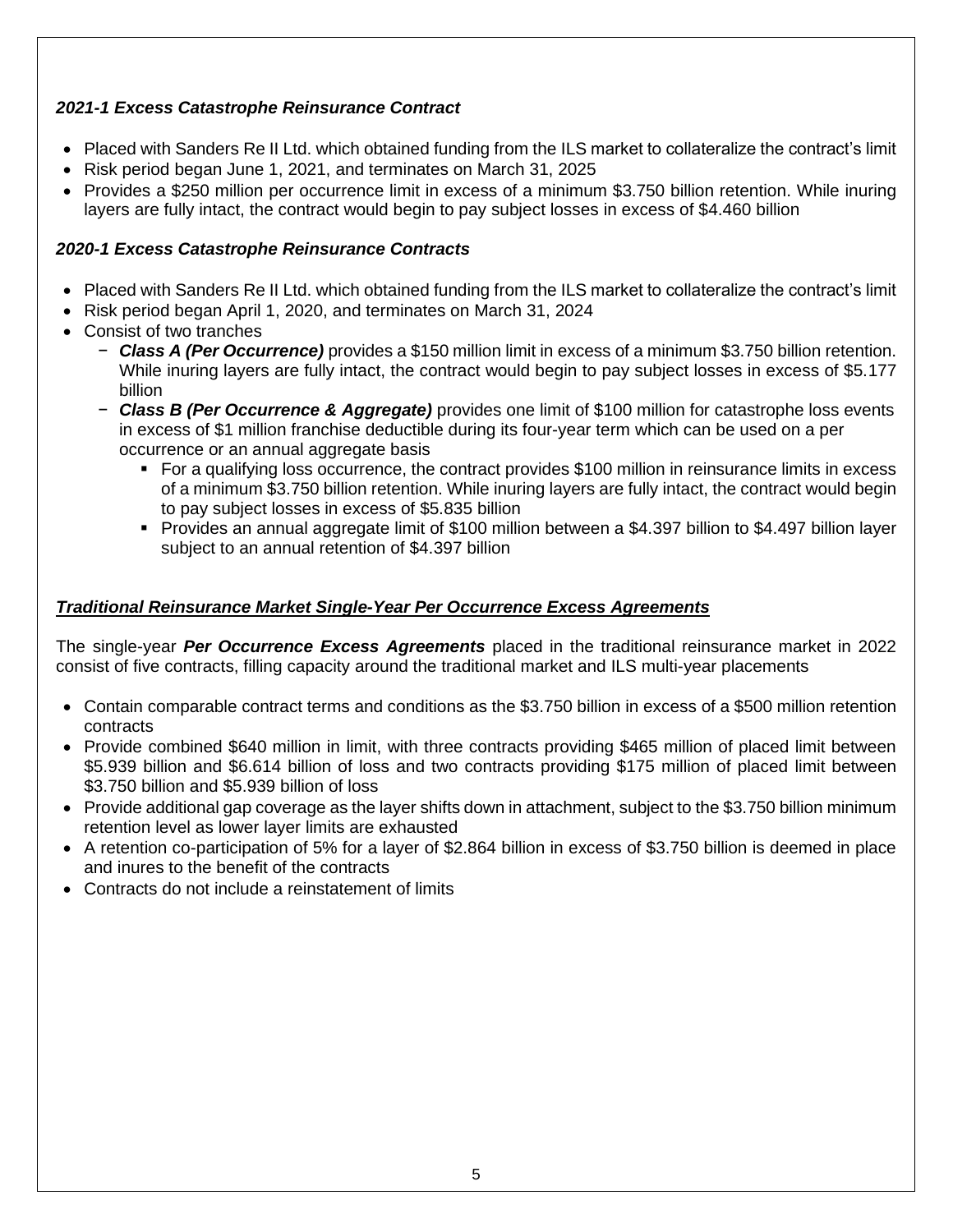### *2021-1 Excess Catastrophe Reinsurance Contract*

- Placed with Sanders Re II Ltd. which obtained funding from the ILS market to collateralize the contract's limit
- Risk period began June 1, 2021, and terminates on March 31, 2025
- Provides a $250 million per occurrence limit in excess of a minimum $3.750 billion retention. While inuring layers are fully intact, the contract would begin to pay subject losses in excess of $4.460 billion

### *2020-1 Excess Catastrophe Reinsurance Contracts*

- Placed with Sanders Re II Ltd. which obtained funding from the ILS market to collateralize the contract's limit
- Risk period began April 1, 2020, and terminates on March 31, 2024
- Consist of two tranches
  - ***Class A (Per Occurrence)*** provides a $150 million limit in excess of a minimum $3.750 billion retention. While inuring layers are fully intact, the contract would begin to pay subject losses in excess of $5.177 billion
  - ***Class B (Per Occurrence & Aggregate)*** provides one limit of $100 million for catastrophe loss events in excess of $1 million franchise deductible during its four-year term which can be used on a per occurrence or an annual aggregate basis
    - For a qualifying loss occurrence, the contract provides $100 million in reinsurance limits in excess of a minimum $3.750 billion retention. While inuring layers are fully intact, the contract would begin to pay subject losses in excess of $5.835 billion
    - Provides an annual aggregate limit of $100 million between a $4.397 billion to $4.497 billion layer subject to an annual retention of $4.397 billion

### ***Traditional Reinsurance Market Single-Year Per Occurrence Excess Agreements***

The single-year ***Per Occurrence Excess Agreements*** placed in the traditional reinsurance market in 2022 consist of five contracts, filling capacity around the traditional market and ILS multi-year placements

- Contain comparable contract terms and conditions as the $3.750 billion in excess of a $500 million retention contracts
- Provide combined $640 million in limit, with three contracts providing $465 million of placed limit between $5.939 billion and $6.614 billion of loss and two contracts providing $175 million of placed limit between $3.750 billion and $5.939 billion of loss
- Provide additional gap coverage as the layer shifts down in attachment, subject to the $3.750 billion minimum retention level as lower layer limits are exhausted
- A retention co-participation of 5% for a layer of $2.864 billion in excess of $3.750 billion is deemed in place and inures to the benefit of the contracts
- Contracts do not include a reinstatement of limits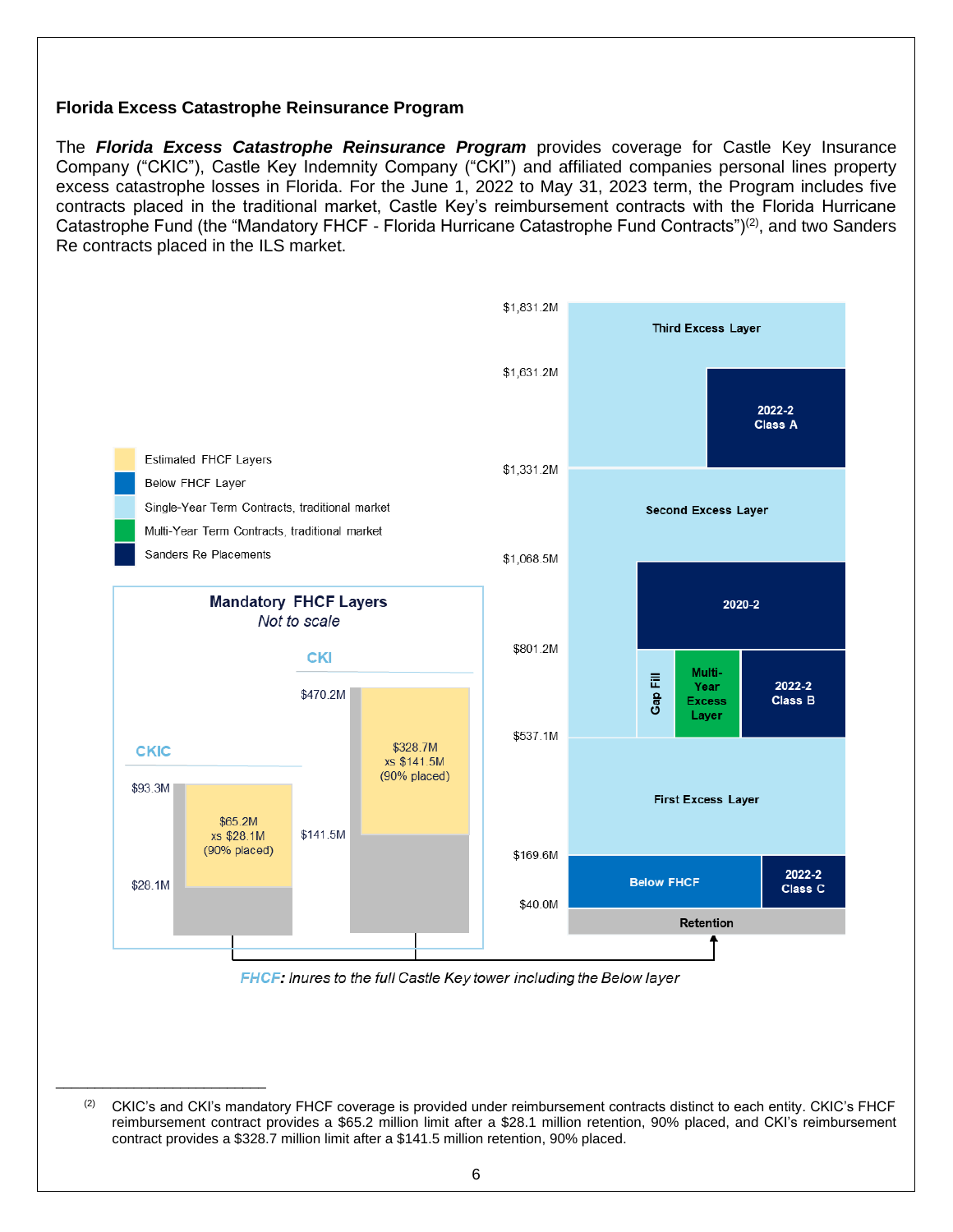## Florida Excess Catastrophe Reinsurance Program

The ***Florida Excess Catastrophe Reinsurance Program*** provides coverage for Castle Key Insurance Company ("CKIC"), Castle Key Indemnity Company ("CKI") and affiliated companies personal lines property excess catastrophe losses in Florida. For the June 1, 2022 to May 31, 2023 term, the Program includes five contracts placed in the traditional market, Castle Key's reimbursement contracts with the Florida Hurricane Catastrophe Fund (the "Mandatory FHCF - Florida Hurricane Catastrophe Fund Contracts")[(2)], and two Sanders Re contracts placed in the ILS market.

Estimated FHCF Layers
Below FHCF Layer
Single-Year Term Contracts, traditional market
Multi-Year Term Contracts, traditional market
Sanders Re Placements

**Mandatory FHCF Layers**
*Not to scale*

CKIC

$93.3M

$65.2M xs $28.1M (90% placed)

$28.1M

CKI

$470.2M

$328.7M xs $141.5M (90% placed)

$141.5M

$1,831.2M
Third Excess Layer
$1,631.2M
2022-2 Class A
$1,331.2M
Second Excess Layer
$1,068.5M
2020-2
$801.2M
Gap Fill
Multi-Year Excess Layer
2022-2 Class B
$537.1M
First Excess Layer
$169.6M
Below FHCF
2022-2 Class C
$40.0M
Retention

***FHCF**: Inures to the full Castle Key tower including the Below layer*

---

(2) CKIC's and CKI's mandatory FHCF coverage is provided under reimbursement contracts distinct to each entity. CKIC's FHCF reimbursement contract provides a $65.2 million limit after a $28.1 million retention, 90% placed, and CKI's reimbursement contract provides a $328.7 million limit after a $141.5 million retention, 90% placed.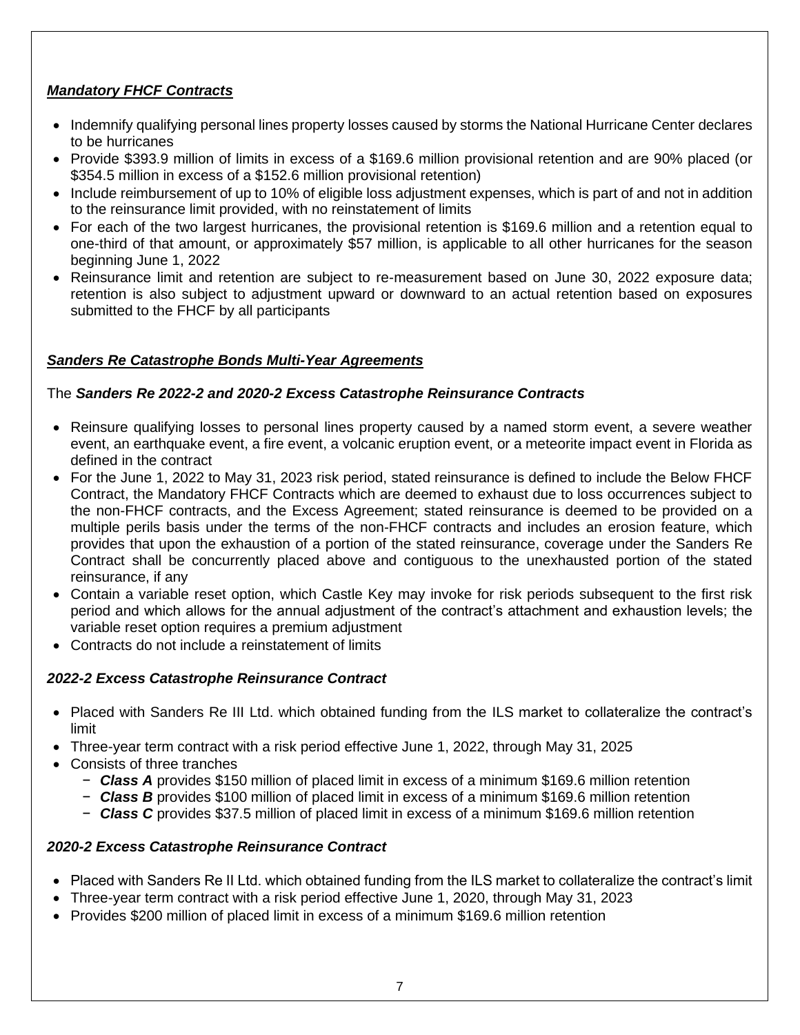***Mandatory FHCF Contracts***

- Indemnify qualifying personal lines property losses caused by storms the National Hurricane Center declares to be hurricanes
- Provide $393.9 million of limits in excess of a $169.6 million provisional retention and are 90% placed (or $354.5 million in excess of a $152.6 million provisional retention)
- Include reimbursement of up to 10% of eligible loss adjustment expenses, which is part of and not in addition to the reinsurance limit provided, with no reinstatement of limits
- For each of the two largest hurricanes, the provisional retention is $169.6 million and a retention equal to one-third of that amount, or approximately $57 million, is applicable to all other hurricanes for the season beginning June 1, 2022
- Reinsurance limit and retention are subject to re-measurement based on June 30, 2022 exposure data; retention is also subject to adjustment upward or downward to an actual retention based on exposures submitted to the FHCF by all participants

***Sanders Re Catastrophe Bonds Multi-Year Agreements***

The ***Sanders Re 2022-2 and 2020-2 Excess Catastrophe Reinsurance Contracts***

- Reinsure qualifying losses to personal lines property caused by a named storm event, a severe weather event, an earthquake event, a fire event, a volcanic eruption event, or a meteorite impact event in Florida as defined in the contract
- For the June 1, 2022 to May 31, 2023 risk period, stated reinsurance is defined to include the Below FHCF Contract, the Mandatory FHCF Contracts which are deemed to exhaust due to loss occurrences subject to the non-FHCF contracts, and the Excess Agreement; stated reinsurance is deemed to be provided on a multiple perils basis under the terms of the non-FHCF contracts and includes an erosion feature, which provides that upon the exhaustion of a portion of the stated reinsurance, coverage under the Sanders Re Contract shall be concurrently placed above and contiguous to the unexhausted portion of the stated reinsurance, if any
- Contain a variable reset option, which Castle Key may invoke for risk periods subsequent to the first risk period and which allows for the annual adjustment of the contract's attachment and exhaustion levels; the variable reset option requires a premium adjustment
- Contracts do not include a reinstatement of limits

***2022-2 Excess Catastrophe Reinsurance Contract***

- Placed with Sanders Re III Ltd. which obtained funding from the ILS market to collateralize the contract's limit
- Three-year term contract with a risk period effective June 1, 2022, through May 31, 2025
- Consists of three tranches
  - ***Class A*** provides $150 million of placed limit in excess of a minimum $169.6 million retention
  - ***Class B*** provides $100 million of placed limit in excess of a minimum $169.6 million retention
  - ***Class C*** provides $37.5 million of placed limit in excess of a minimum $169.6 million retention

***2020-2 Excess Catastrophe Reinsurance Contract***

- Placed with Sanders Re II Ltd. which obtained funding from the ILS market to collateralize the contract's limit
- Three-year term contract with a risk period effective June 1, 2020, through May 31, 2023
- Provides $200 million of placed limit in excess of a minimum $169.6 million retention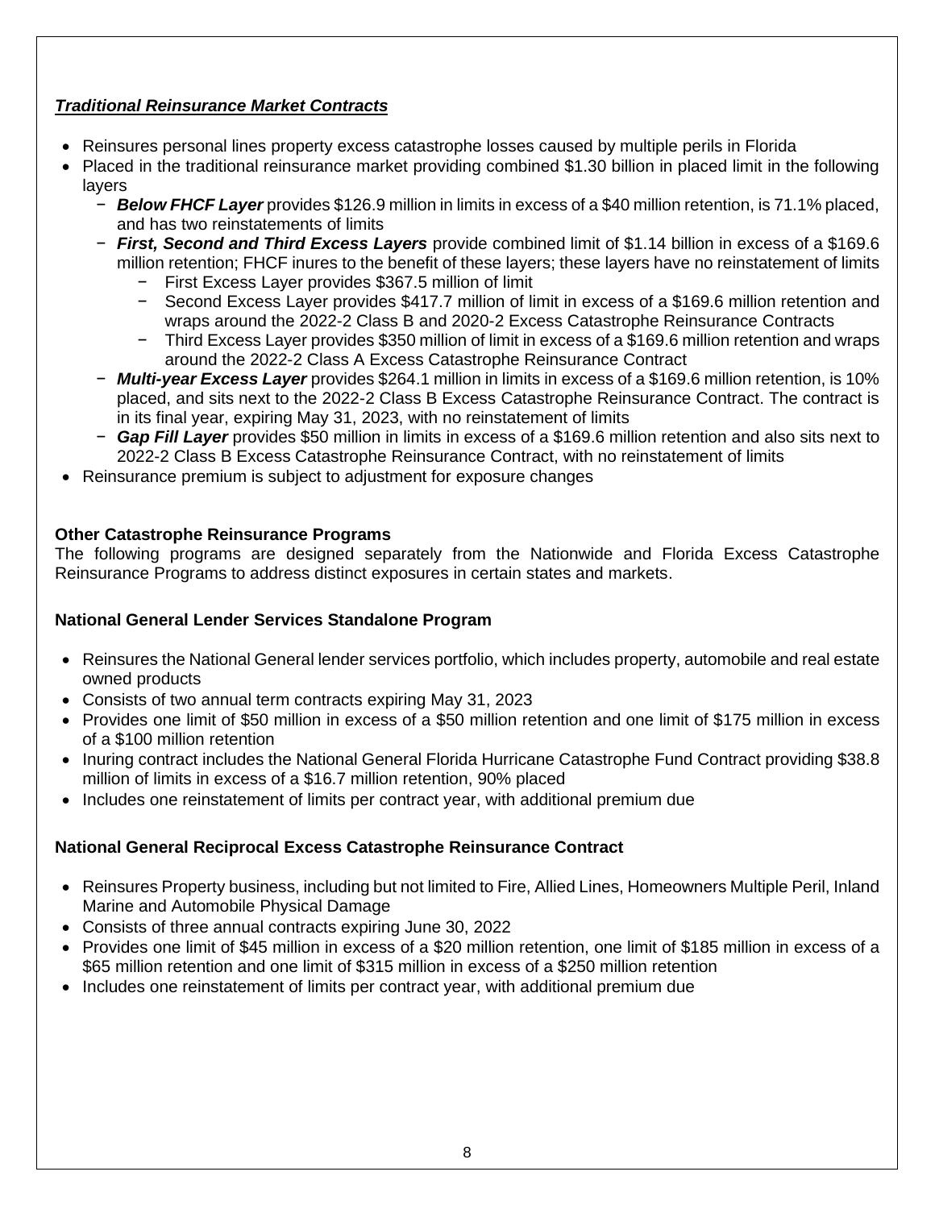***Traditional Reinsurance Market Contracts***

- Reinsures personal lines property excess catastrophe losses caused by multiple perils in Florida
- Placed in the traditional reinsurance market providing combined $1.30 billion in placed limit in the following layers
  - ***Below FHCF Layer*** provides $126.9 million in limits in excess of a $40 million retention, is 71.1% placed, and has two reinstatements of limits
  - ***First, Second and Third Excess Layers*** provide combined limit of $1.14 billion in excess of a $169.6 million retention; FHCF inures to the benefit of these layers; these layers have no reinstatement of limits
    - First Excess Layer provides $367.5 million of limit
    - Second Excess Layer provides $417.7 million of limit in excess of a $169.6 million retention and wraps around the 2022-2 Class B and 2020-2 Excess Catastrophe Reinsurance Contracts
    - Third Excess Layer provides $350 million of limit in excess of a $169.6 million retention and wraps around the 2022-2 Class A Excess Catastrophe Reinsurance Contract
  - ***Multi-year Excess Layer*** provides $264.1 million in limits in excess of a $169.6 million retention, is 10% placed, and sits next to the 2022-2 Class B Excess Catastrophe Reinsurance Contract. The contract is in its final year, expiring May 31, 2023, with no reinstatement of limits
  - ***Gap Fill Layer*** provides $50 million in limits in excess of a $169.6 million retention and also sits next to 2022-2 Class B Excess Catastrophe Reinsurance Contract, with no reinstatement of limits
- Reinsurance premium is subject to adjustment for exposure changes

**Other Catastrophe Reinsurance Programs**

The following programs are designed separately from the Nationwide and Florida Excess Catastrophe Reinsurance Programs to address distinct exposures in certain states and markets.

**National General Lender Services Standalone Program**

- Reinsures the National General lender services portfolio, which includes property, automobile and real estate owned products
- Consists of two annual term contracts expiring May 31, 2023
- Provides one limit of $50 million in excess of a $50 million retention and one limit of $175 million in excess of a $100 million retention
- Inuring contract includes the National General Florida Hurricane Catastrophe Fund Contract providing $38.8 million of limits in excess of a $16.7 million retention, 90% placed
- Includes one reinstatement of limits per contract year, with additional premium due

**National General Reciprocal Excess Catastrophe Reinsurance Contract**

- Reinsures Property business, including but not limited to Fire, Allied Lines, Homeowners Multiple Peril, Inland Marine and Automobile Physical Damage
- Consists of three annual contracts expiring June 30, 2022
- Provides one limit of $45 million in excess of a $20 million retention, one limit of $185 million in excess of a $65 million retention and one limit of $315 million in excess of a $250 million retention
- Includes one reinstatement of limits per contract year, with additional premium due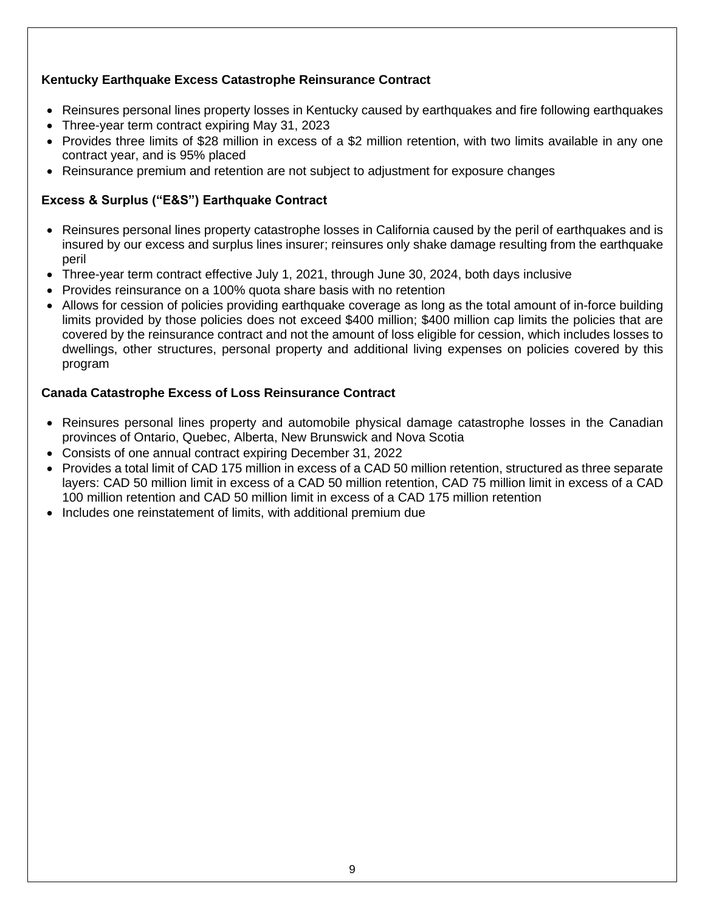**Kentucky Earthquake Excess Catastrophe Reinsurance Contract**

- Reinsures personal lines property losses in Kentucky caused by earthquakes and fire following earthquakes
- Three-year term contract expiring May 31, 2023
- Provides three limits of $28 million in excess of a $2 million retention, with two limits available in any one contract year, and is 95% placed
- Reinsurance premium and retention are not subject to adjustment for exposure changes

**Excess & Surplus ("E&S") Earthquake Contract**

- Reinsures personal lines property catastrophe losses in California caused by the peril of earthquakes and is insured by our excess and surplus lines insurer; reinsures only shake damage resulting from the earthquake peril
- Three-year term contract effective July 1, 2021, through June 30, 2024, both days inclusive
- Provides reinsurance on a 100% quota share basis with no retention
- Allows for cession of policies providing earthquake coverage as long as the total amount of in-force building limits provided by those policies does not exceed $400 million; $400 million cap limits the policies that are covered by the reinsurance contract and not the amount of loss eligible for cession, which includes losses to dwellings, other structures, personal property and additional living expenses on policies covered by this program

**Canada Catastrophe Excess of Loss Reinsurance Contract**

- Reinsures personal lines property and automobile physical damage catastrophe losses in the Canadian provinces of Ontario, Quebec, Alberta, New Brunswick and Nova Scotia
- Consists of one annual contract expiring December 31, 2022
- Provides a total limit of CAD 175 million in excess of a CAD 50 million retention, structured as three separate layers: CAD 50 million limit in excess of a CAD 50 million retention, CAD 75 million limit in excess of a CAD 100 million retention and CAD 50 million limit in excess of a CAD 175 million retention
- Includes one reinstatement of limits, with additional premium due